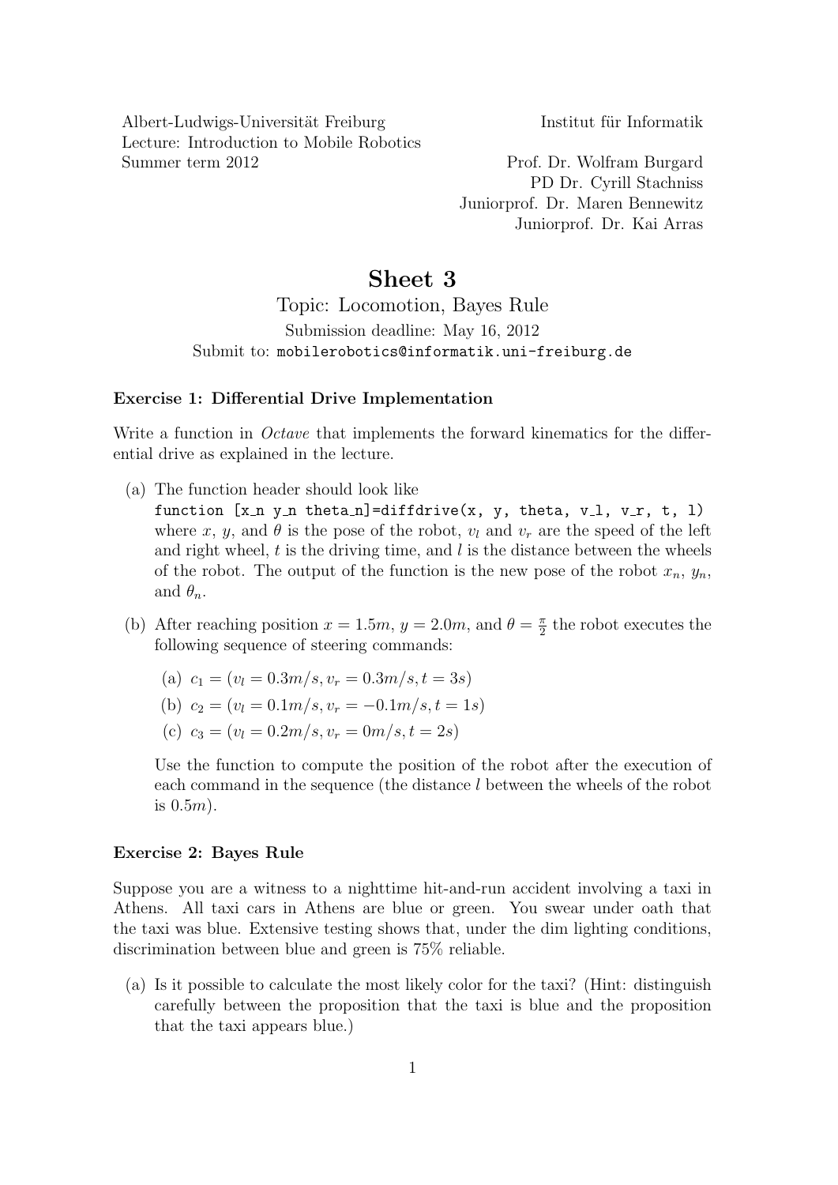Albert-Ludwigs-Universität Freiburg
Lecture: Introduction to Mobile Robotics
Summer term 2012

Institut für Informatik

Prof. Dr. Wolfram Burgard
PD Dr. Cyrill Stachniss
Juniorprof. Dr. Maren Bennewitz
Juniorprof. Dr. Kai Arras

# Sheet 3

Topic: Locomotion, Bayes Rule

Submission deadline: May 16, 2012

Submit to: `mobilerobotics@informatik.uni-freiburg.de`

### Exercise 1: Differential Drive Implementation

Write a function in *Octave* that implements the forward kinematics for the differential drive as explained in the lecture.

(a) The function header should look like
`function [x_n y_n theta_n]=diffdrive(x, y, theta, v_l, v_r, t, l)`
where $x$, $y$, and $\theta$ is the pose of the robot, $v_l$ and $v_r$ are the speed of the left and right wheel, $t$ is the driving time, and $l$ is the distance between the wheels of the robot. The output of the function is the new pose of the robot $x_n$, $y_n$, and $\theta_n$.

(b) After reaching position $x = 1.5m$, $y = 2.0m$, and $\theta = \frac{\pi}{2}$ the robot executes the following sequence of steering commands:

   (a) $c_1 = (v_l = 0.3m/s, v_r = 0.3m/s, t = 3s)$

   (b) $c_2 = (v_l = 0.1m/s, v_r = -0.1m/s, t = 1s)$

   (c) $c_3 = (v_l = 0.2m/s, v_r = 0m/s, t = 2s)$

   Use the function to compute the position of the robot after the execution of each command in the sequence (the distance $l$ between the wheels of the robot is $0.5m$).

### Exercise 2: Bayes Rule

Suppose you are a witness to a nighttime hit-and-run accident involving a taxi in Athens. All taxi cars in Athens are blue or green. You swear under oath that the taxi was blue. Extensive testing shows that, under the dim lighting conditions, discrimination between blue and green is 75% reliable.

(a) Is it possible to calculate the most likely color for the taxi? (Hint: distinguish carefully between the proposition that the taxi is blue and the proposition that the taxi appears blue.)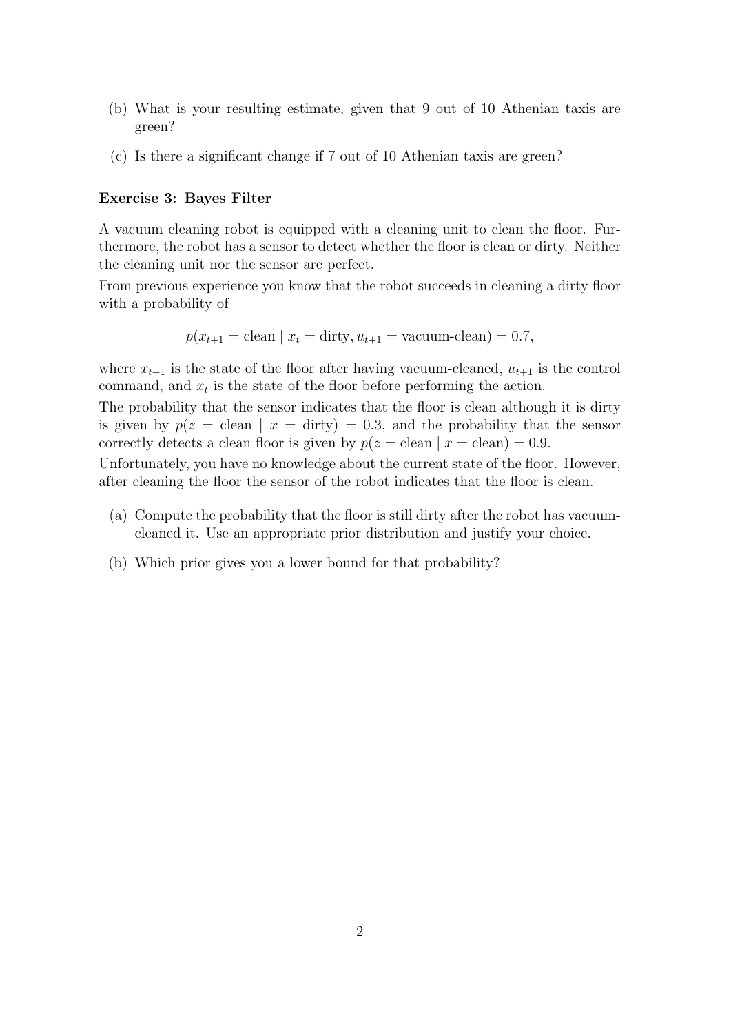(b) What is your resulting estimate, given that 9 out of 10 Athenian taxis are green?

(c) Is there a significant change if 7 out of 10 Athenian taxis are green?

**Exercise 3: Bayes Filter**

A vacuum cleaning robot is equipped with a cleaning unit to clean the floor. Furthermore, the robot has a sensor to detect whether the floor is clean or dirty. Neither the cleaning unit nor the sensor are perfect.

From previous experience you know that the robot succeeds in cleaning a dirty floor with a probability of

$$p(x_{t+1} = \text{clean} \mid x_t = \text{dirty}, u_{t+1} = \text{vacuum-clean}) = 0.7,$$

where $x_{t+1}$ is the state of the floor after having vacuum-cleaned, $u_{t+1}$ is the control command, and $x_t$ is the state of the floor before performing the action.

The probability that the sensor indicates that the floor is clean although it is dirty is given by $p(z = \text{clean} \mid x = \text{dirty}) = 0.3$, and the probability that the sensor correctly detects a clean floor is given by $p(z = \text{clean} \mid x = \text{clean}) = 0.9$.

Unfortunately, you have no knowledge about the current state of the floor. However, after cleaning the floor the sensor of the robot indicates that the floor is clean.

(a) Compute the probability that the floor is still dirty after the robot has vacuum-cleaned it. Use an appropriate prior distribution and justify your choice.

(b) Which prior gives you a lower bound for that probability?